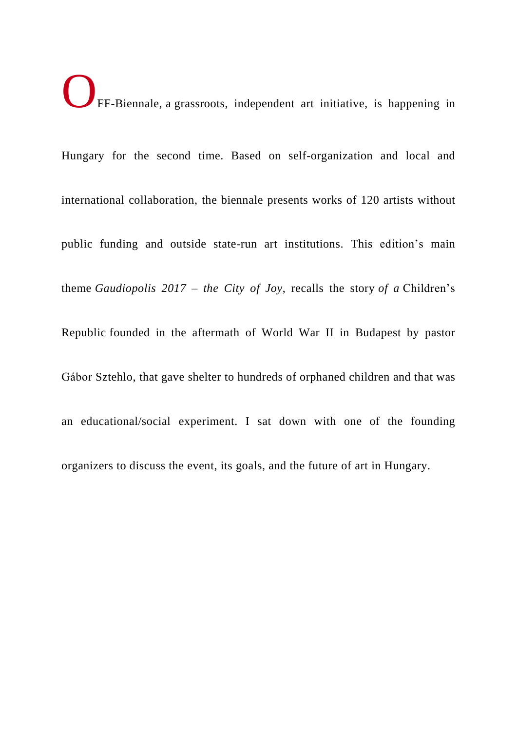OFF-Biennale, a grassroots, independent art initiative, is happening in Hungary for the second time. Based on self-organization and local and international collaboration, the biennale presents works of 120 artists without public funding and outside state-run art institutions. This edition's main theme *Gaudiopolis 2017 – the City of Joy*, recalls the story *of a* Children's Republic founded in the aftermath of World War II in Budapest by pastor Gábor Sztehlo, that gave shelter to hundreds of orphaned children and that was an educational/social experiment. I sat down with one of the founding organizers to discuss the event, its goals, and the future of art in Hungary.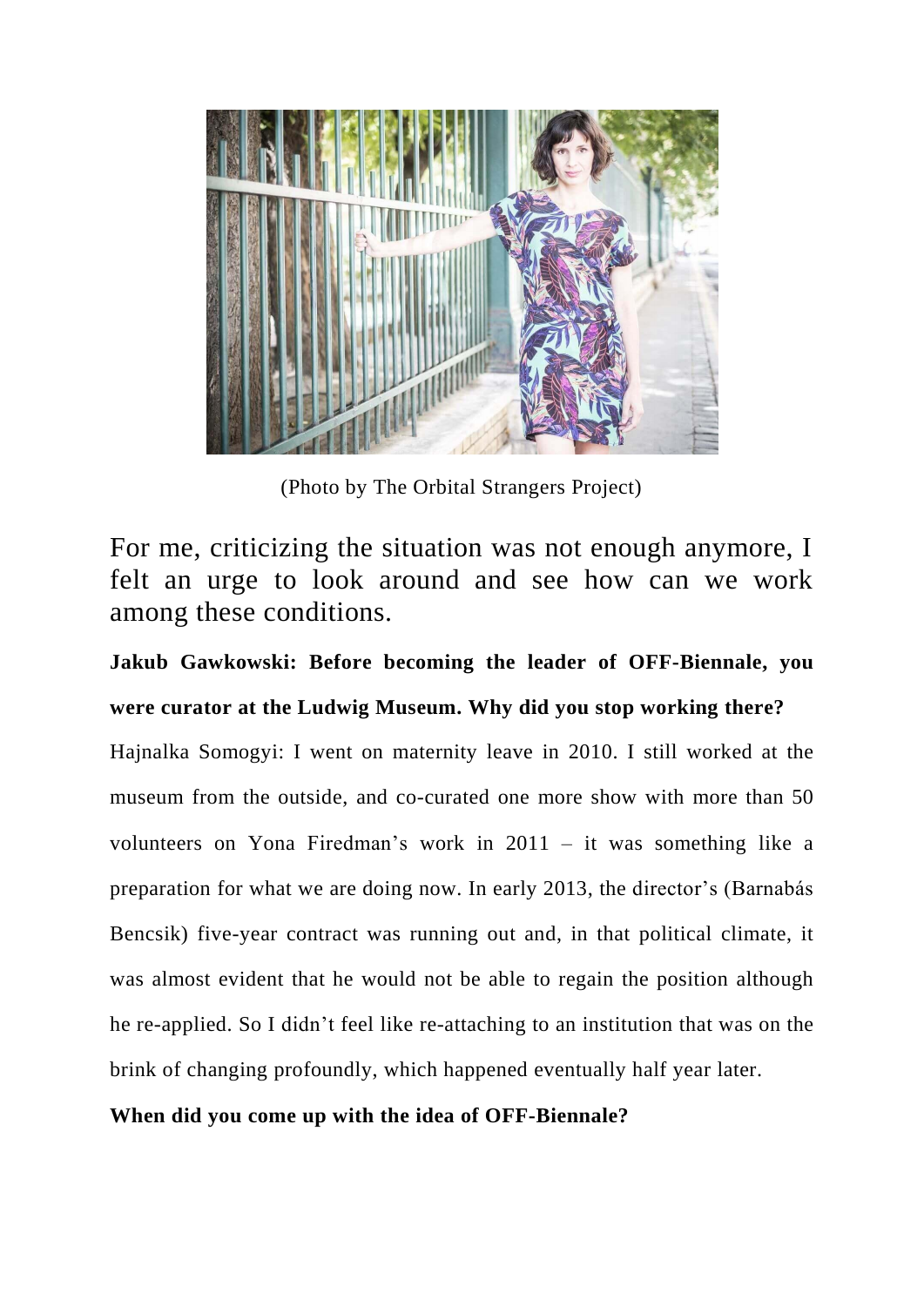(Photo by The Orbital Strangers Project)

For me, criticizing the situation was not enough anymore, I felt an urge to look around and see how can we work among these conditions.

**Jakub Gawkowski: Before becoming the leader of OFF-Biennale, you were curator at the Ludwig Museum. Why did you stop working there?**

Hajnalka Somogyi: I went on maternity leave in 2010. I still worked at the museum from the outside, and co-curated one more show with more than 50 volunteers on Yona Firedman's work in 2011 – it was something like a preparation for what we are doing now. In early 2013, the director's (Barnabás Bencsik) five-year contract was running out and, in that political climate, it was almost evident that he would not be able to regain the position although he re-applied. So I didn't feel like re-attaching to an institution that was on the brink of changing profoundly, which happened eventually half year later.

**When did you come up with the idea of OFF-Biennale?**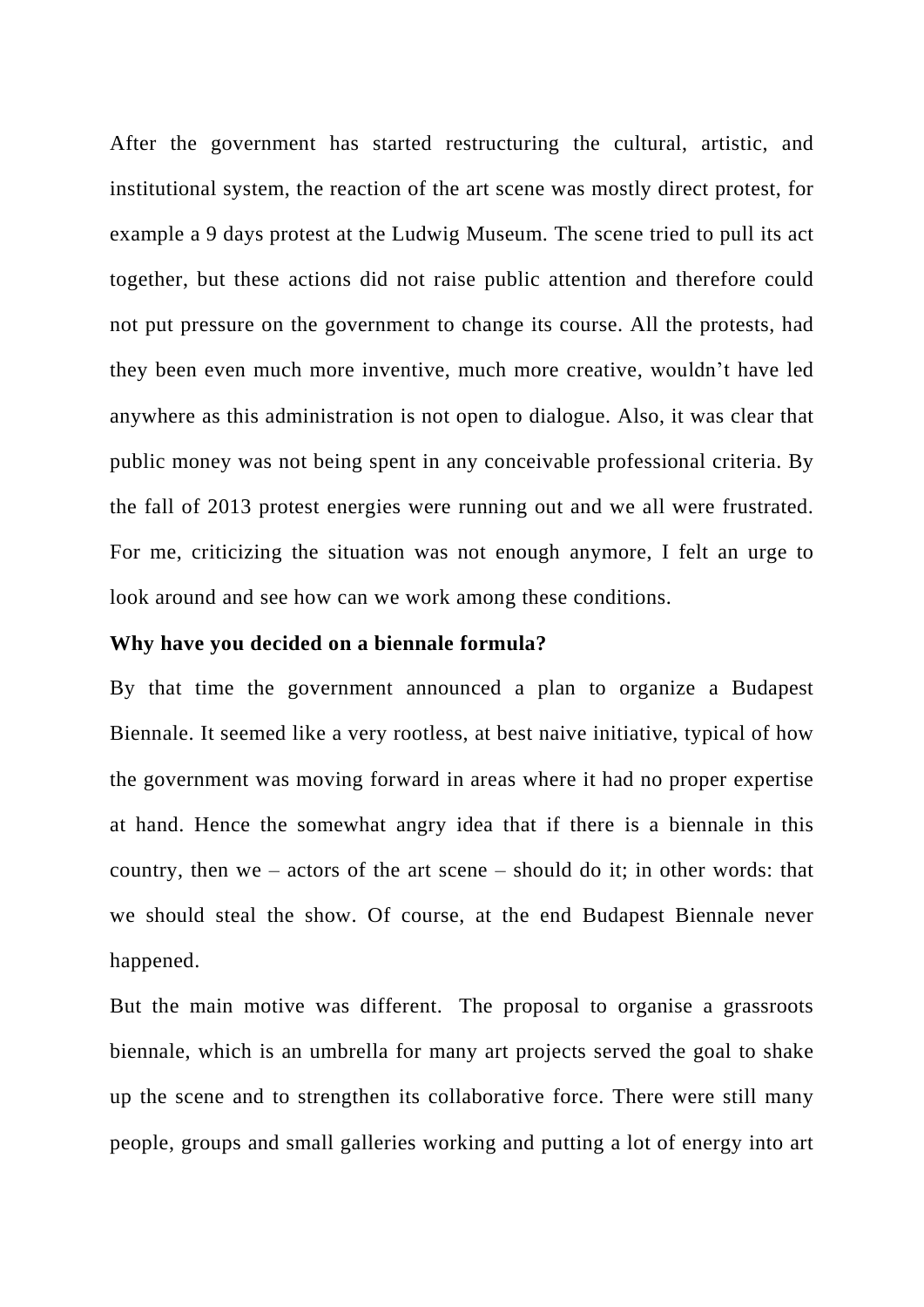After the government has started restructuring the cultural, artistic, and institutional system, the reaction of the art scene was mostly direct protest, for example a 9 days protest at the Ludwig Museum. The scene tried to pull its act together, but these actions did not raise public attention and therefore could not put pressure on the government to change its course. All the protests, had they been even much more inventive, much more creative, wouldn't have led anywhere as this administration is not open to dialogue. Also, it was clear that public money was not being spent in any conceivable professional criteria. By the fall of 2013 protest energies were running out and we all were frustrated. For me, criticizing the situation was not enough anymore, I felt an urge to look around and see how can we work among these conditions.

**Why have you decided on a biennale formula?**

By that time the government announced a plan to organize a Budapest Biennale. It seemed like a very rootless, at best naive initiative, typical of how the government was moving forward in areas where it had no proper expertise at hand. Hence the somewhat angry idea that if there is a biennale in this country, then we – actors of the art scene – should do it; in other words: that we should steal the show. Of course, at the end Budapest Biennale never happened.

But the main motive was different. The proposal to organise a grassroots biennale, which is an umbrella for many art projects served the goal to shake up the scene and to strengthen its collaborative force. There were still many people, groups and small galleries working and putting a lot of energy into art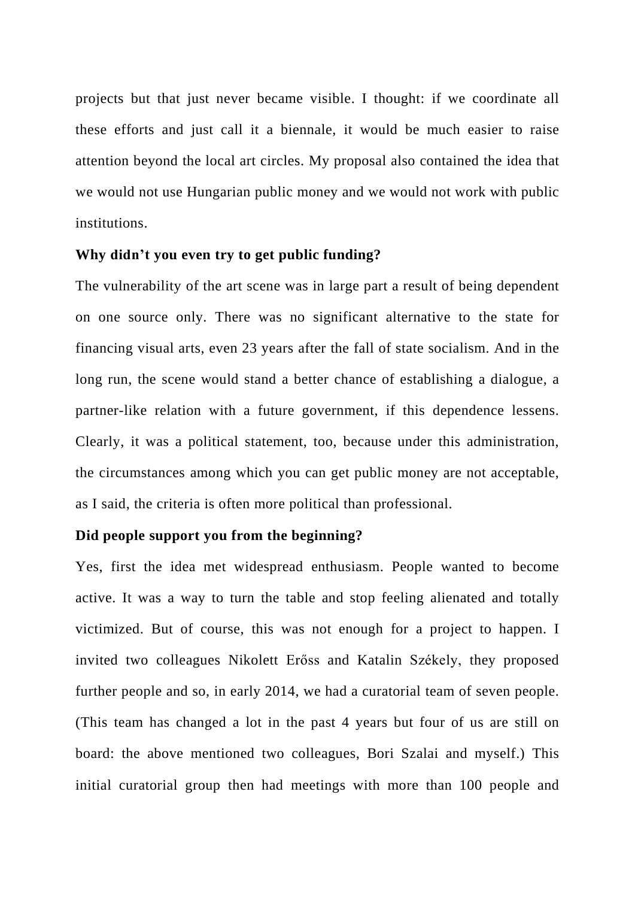projects but that just never became visible. I thought: if we coordinate all these efforts and just call it a biennale, it would be much easier to raise attention beyond the local art circles. My proposal also contained the idea that we would not use Hungarian public money and we would not work with public institutions.

**Why didn't you even try to get public funding?**

The vulnerability of the art scene was in large part a result of being dependent on one source only. There was no significant alternative to the state for financing visual arts, even 23 years after the fall of state socialism. And in the long run, the scene would stand a better chance of establishing a dialogue, a partner-like relation with a future government, if this dependence lessens. Clearly, it was a political statement, too, because under this administration, the circumstances among which you can get public money are not acceptable, as I said, the criteria is often more political than professional.

**Did people support you from the beginning?**

Yes, first the idea met widespread enthusiasm. People wanted to become active. It was a way to turn the table and stop feeling alienated and totally victimized. But of course, this was not enough for a project to happen. I invited two colleagues Nikolett Erőss and Katalin Székely, they proposed further people and so, in early 2014, we had a curatorial team of seven people. (This team has changed a lot in the past 4 years but four of us are still on board: the above mentioned two colleagues, Bori Szalai and myself.) This initial curatorial group then had meetings with more than 100 people and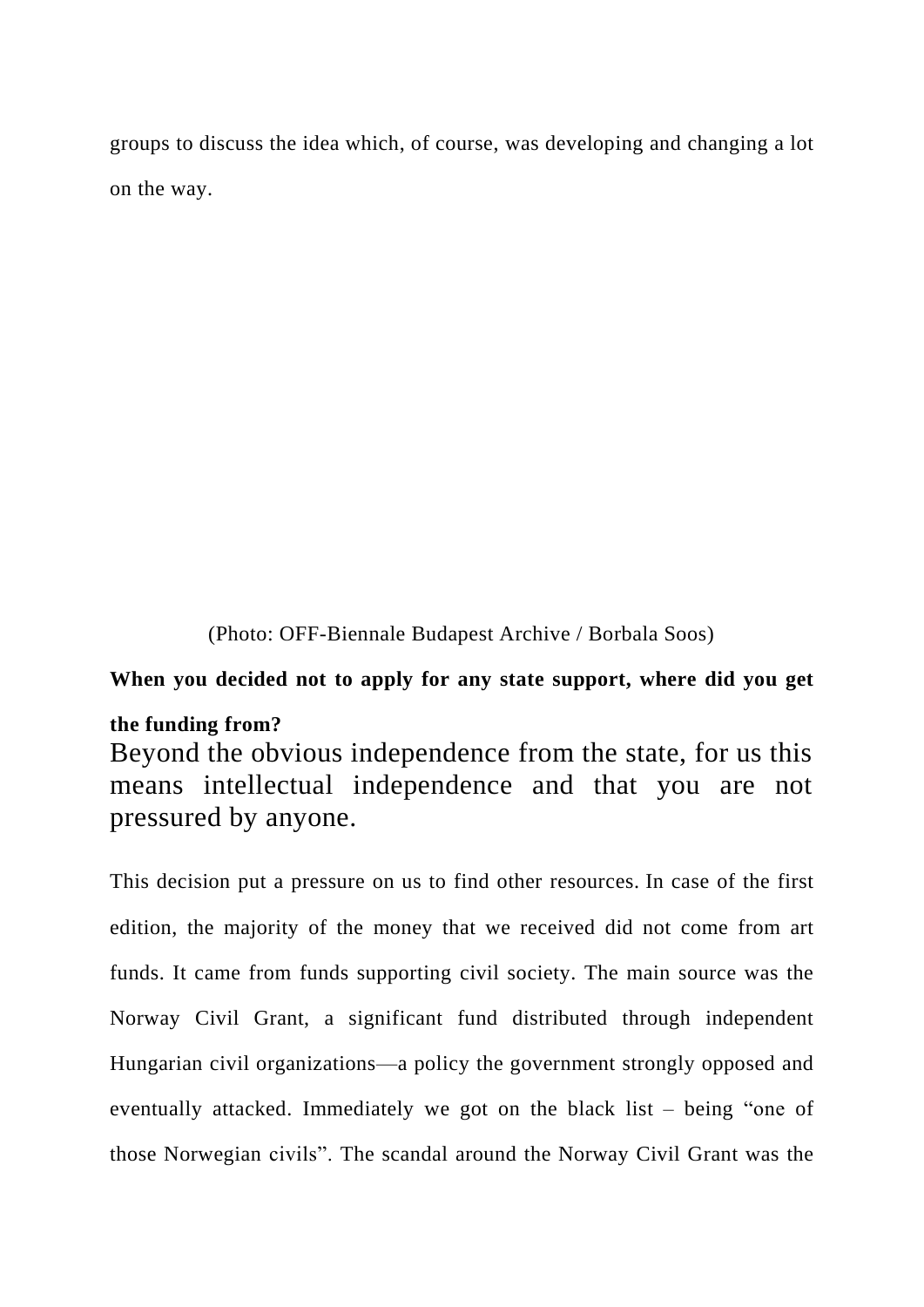groups to discuss the idea which, of course, was developing and changing a lot on the way.

(Photo: OFF-Biennale Budapest Archive / Borbala Soos)

**When you decided not to apply for any state support, where did you get the funding from?**

Beyond the obvious independence from the state, for us this means intellectual independence and that you are not pressured by anyone.

This decision put a pressure on us to find other resources. In case of the first edition, the majority of the money that we received did not come from art funds. It came from funds supporting civil society. The main source was the Norway Civil Grant, a significant fund distributed through independent Hungarian civil organizations—a policy the government strongly opposed and eventually attacked. Immediately we got on the black list – being “one of those Norwegian civils”. The scandal around the Norway Civil Grant was the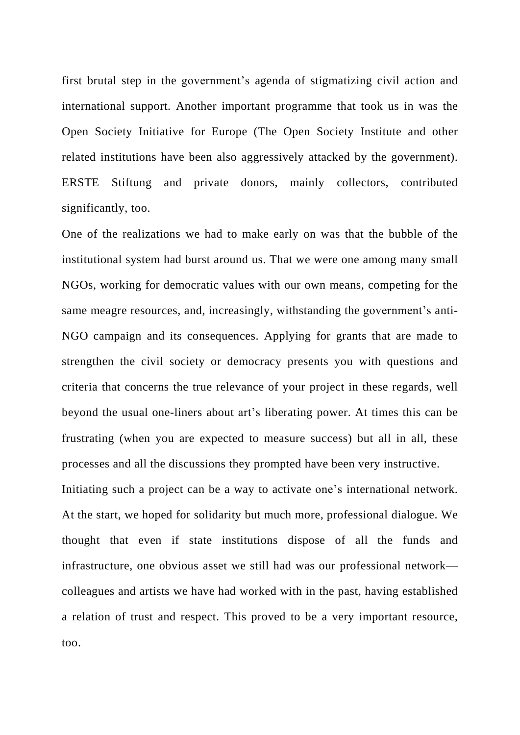first brutal step in the government's agenda of stigmatizing civil action and international support. Another important programme that took us in was the Open Society Initiative for Europe (The Open Society Institute and other related institutions have been also aggressively attacked by the government). ERSTE Stiftung and private donors, mainly collectors, contributed significantly, too.

One of the realizations we had to make early on was that the bubble of the institutional system had burst around us. That we were one among many small NGOs, working for democratic values with our own means, competing for the same meagre resources, and, increasingly, withstanding the government's anti-NGO campaign and its consequences. Applying for grants that are made to strengthen the civil society or democracy presents you with questions and criteria that concerns the true relevance of your project in these regards, well beyond the usual one-liners about art's liberating power. At times this can be frustrating (when you are expected to measure success) but all in all, these processes and all the discussions they prompted have been very instructive.

Initiating such a project can be a way to activate one's international network. At the start, we hoped for solidarity but much more, professional dialogue. We thought that even if state institutions dispose of all the funds and infrastructure, one obvious asset we still had was our professional network—colleagues and artists we have had worked with in the past, having established a relation of trust and respect. This proved to be a very important resource, too.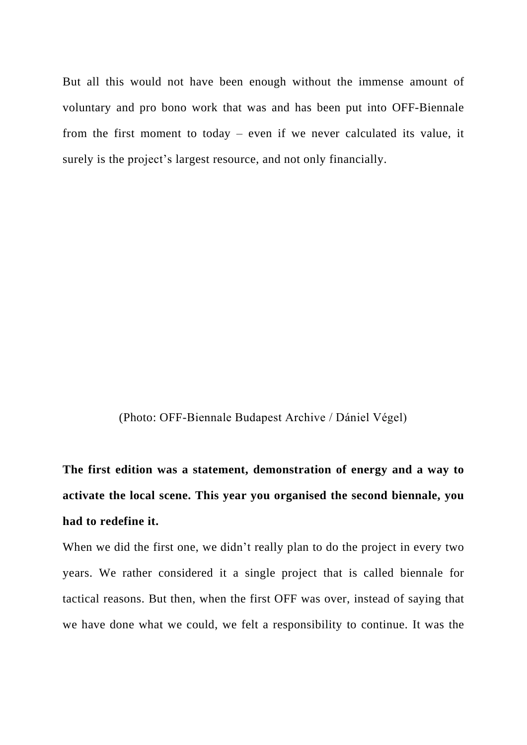But all this would not have been enough without the immense amount of voluntary and pro bono work that was and has been put into OFF-Biennale from the first moment to today – even if we never calculated its value, it surely is the project's largest resource, and not only financially.

(Photo: OFF-Biennale Budapest Archive / Dániel Végel)

**The first edition was a statement, demonstration of energy and a way to activate the local scene. This year you organised the second biennale, you had to redefine it.**

When we did the first one, we didn't really plan to do the project in every two years. We rather considered it a single project that is called biennale for tactical reasons. But then, when the first OFF was over, instead of saying that we have done what we could, we felt a responsibility to continue. It was the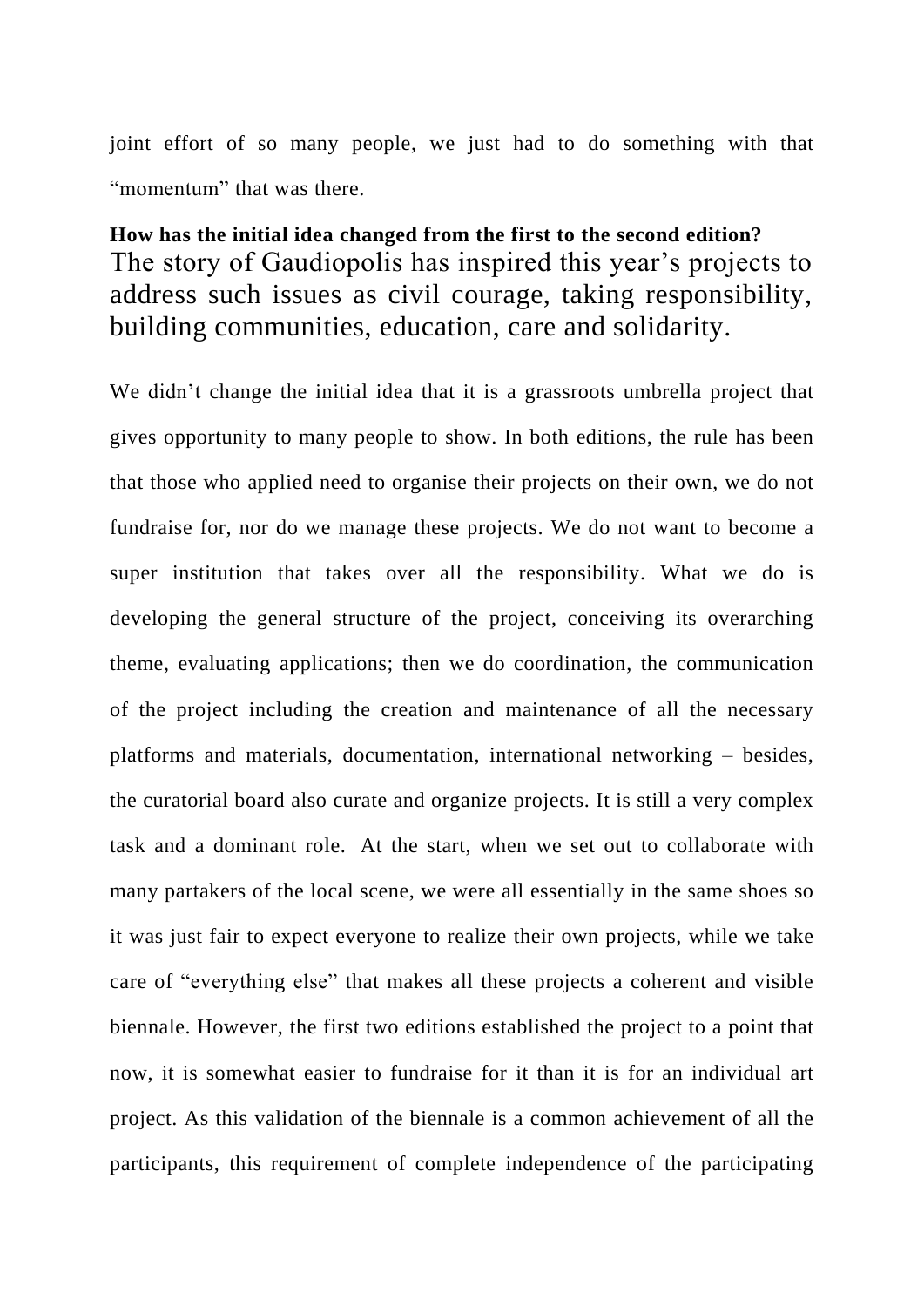joint effort of so many people, we just had to do something with that "momentum" that was there.

**How has the initial idea changed from the first to the second edition?**

The story of Gaudiopolis has inspired this year's projects to address such issues as civil courage, taking responsibility, building communities, education, care and solidarity.

We didn't change the initial idea that it is a grassroots umbrella project that gives opportunity to many people to show. In both editions, the rule has been that those who applied need to organise their projects on their own, we do not fundraise for, nor do we manage these projects. We do not want to become a super institution that takes over all the responsibility. What we do is developing the general structure of the project, conceiving its overarching theme, evaluating applications; then we do coordination, the communication of the project including the creation and maintenance of all the necessary platforms and materials, documentation, international networking – besides, the curatorial board also curate and organize projects. It is still a very complex task and a dominant role. At the start, when we set out to collaborate with many partakers of the local scene, we were all essentially in the same shoes so it was just fair to expect everyone to realize their own projects, while we take care of "everything else" that makes all these projects a coherent and visible biennale. However, the first two editions established the project to a point that now, it is somewhat easier to fundraise for it than it is for an individual art project. As this validation of the biennale is a common achievement of all the participants, this requirement of complete independence of the participating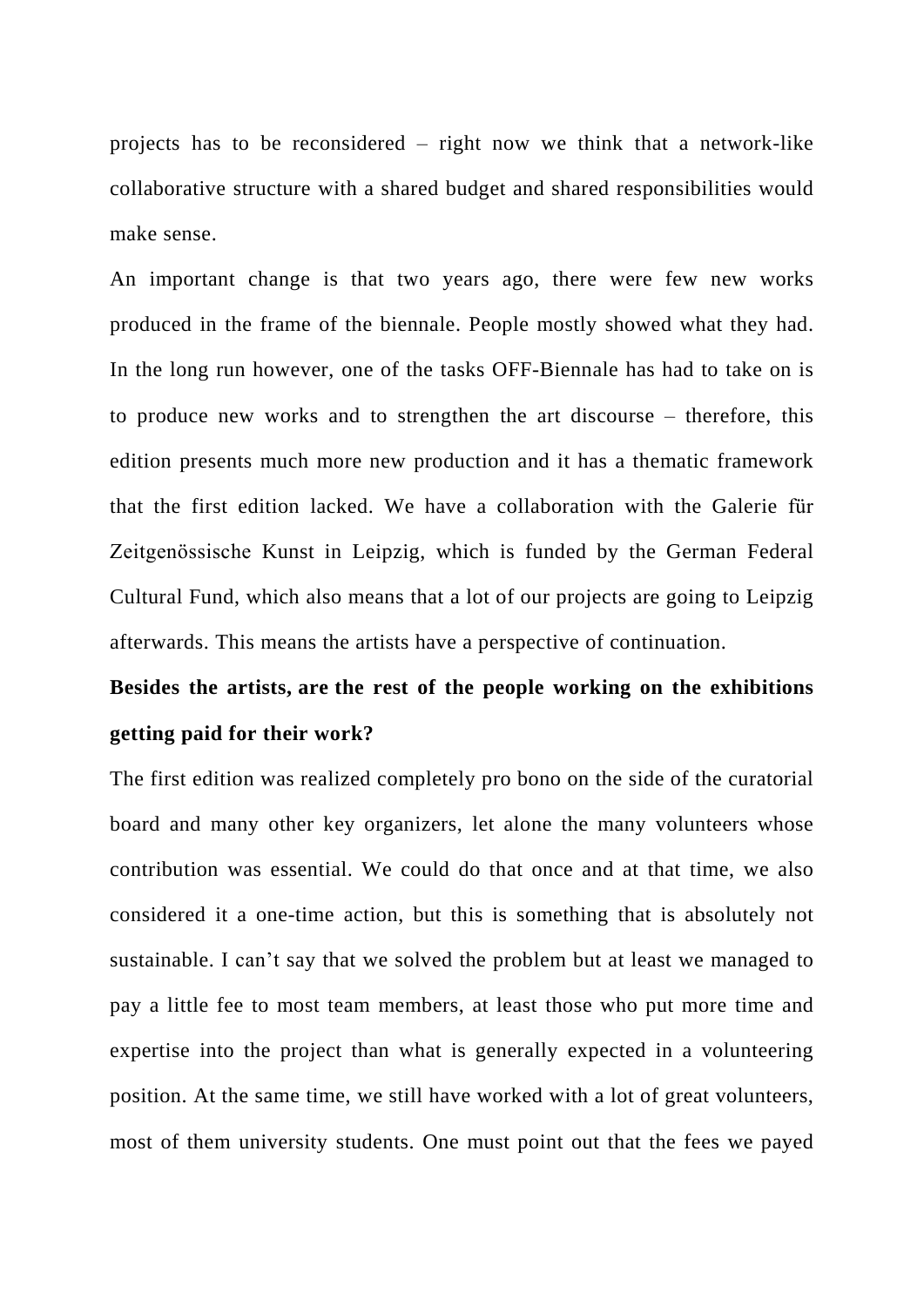projects has to be reconsidered – right now we think that a network-like collaborative structure with a shared budget and shared responsibilities would make sense.

An important change is that two years ago, there were few new works produced in the frame of the biennale. People mostly showed what they had. In the long run however, one of the tasks OFF-Biennale has had to take on is to produce new works and to strengthen the art discourse – therefore, this edition presents much more new production and it has a thematic framework that the first edition lacked. We have a collaboration with the Galerie für Zeitgenössische Kunst in Leipzig, which is funded by the German Federal Cultural Fund, which also means that a lot of our projects are going to Leipzig afterwards. This means the artists have a perspective of continuation.

**Besides the artists, are the rest of the people working on the exhibitions getting paid for their work?**

The first edition was realized completely pro bono on the side of the curatorial board and many other key organizers, let alone the many volunteers whose contribution was essential. We could do that once and at that time, we also considered it a one-time action, but this is something that is absolutely not sustainable. I can't say that we solved the problem but at least we managed to pay a little fee to most team members, at least those who put more time and expertise into the project than what is generally expected in a volunteering position. At the same time, we still have worked with a lot of great volunteers, most of them university students. One must point out that the fees we payed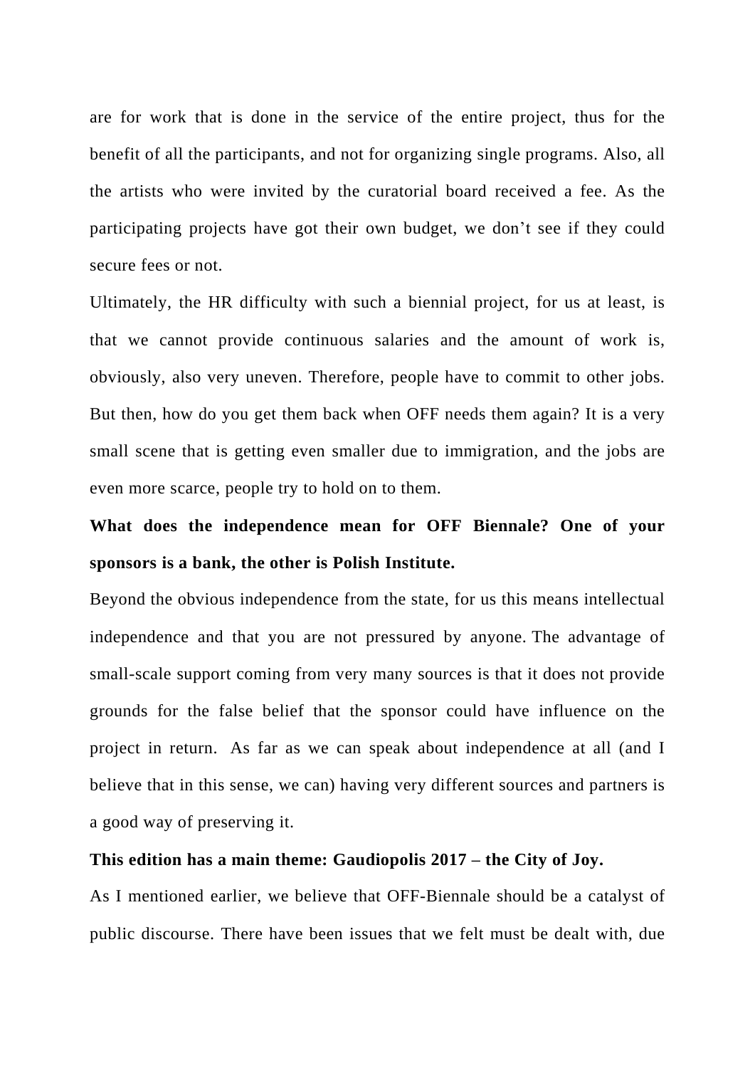are for work that is done in the service of the entire project, thus for the benefit of all the participants, and not for organizing single programs. Also, all the artists who were invited by the curatorial board received a fee. As the participating projects have got their own budget, we don't see if they could secure fees or not.

Ultimately, the HR difficulty with such a biennial project, for us at least, is that we cannot provide continuous salaries and the amount of work is, obviously, also very uneven. Therefore, people have to commit to other jobs. But then, how do you get them back when OFF needs them again? It is a very small scene that is getting even smaller due to immigration, and the jobs are even more scarce, people try to hold on to them.

**What does the independence mean for OFF Biennale? One of your sponsors is a bank, the other is Polish Institute.**

Beyond the obvious independence from the state, for us this means intellectual independence and that you are not pressured by anyone. The advantage of small-scale support coming from very many sources is that it does not provide grounds for the false belief that the sponsor could have influence on the project in return. As far as we can speak about independence at all (and I believe that in this sense, we can) having very different sources and partners is a good way of preserving it.

**This edition has a main theme: Gaudiopolis 2017 – the City of Joy.**

As I mentioned earlier, we believe that OFF-Biennale should be a catalyst of public discourse. There have been issues that we felt must be dealt with, due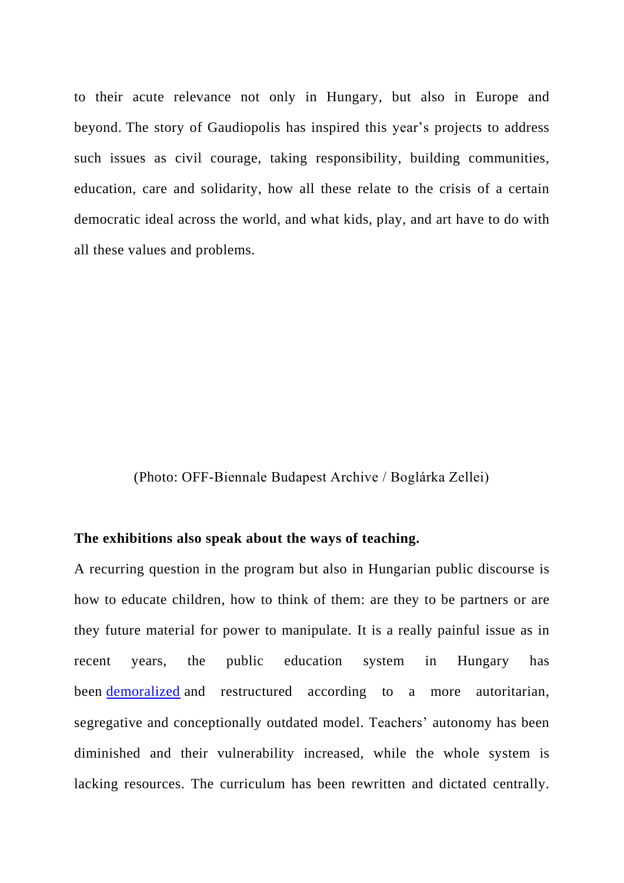to their acute relevance not only in Hungary, but also in Europe and beyond. The story of Gaudiopolis has inspired this year's projects to address such issues as civil courage, taking responsibility, building communities, education, care and solidarity, how all these relate to the crisis of a certain democratic ideal across the world, and what kids, play, and art have to do with all these values and problems.

(Photo: OFF-Biennale Budapest Archive / Boglárka Zellei)

**The exhibitions also speak about the ways of teaching.**

A recurring question in the program but also in Hungarian public discourse is how to educate children, how to think of them: are they to be partners or are they future material for power to manipulate. It is a really painful issue as in recent years, the public education system in Hungary has been demoralized and restructured according to a more autoritarian, segregative and conceptionally outdated model. Teachers' autonomy has been diminished and their vulnerability increased, while the whole system is lacking resources. The curriculum has been rewritten and dictated centrally.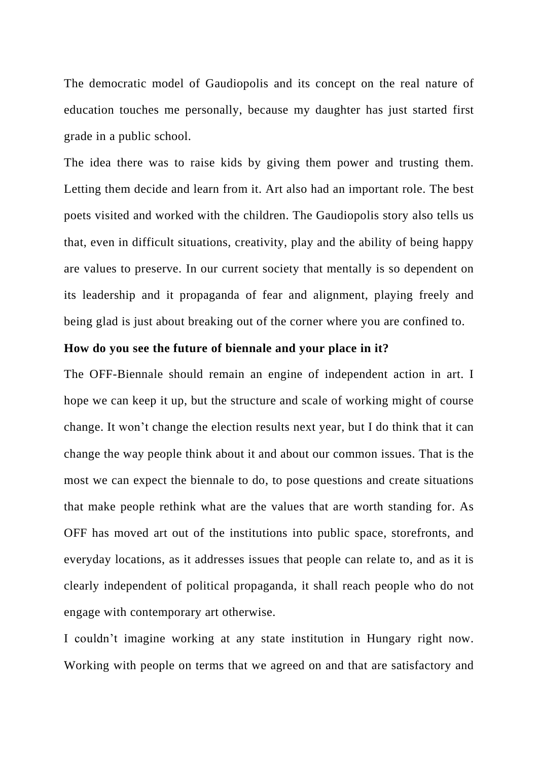The democratic model of Gaudiopolis and its concept on the real nature of education touches me personally, because my daughter has just started first grade in a public school.

The idea there was to raise kids by giving them power and trusting them. Letting them decide and learn from it. Art also had an important role. The best poets visited and worked with the children. The Gaudiopolis story also tells us that, even in difficult situations, creativity, play and the ability of being happy are values to preserve. In our current society that mentally is so dependent on its leadership and it propaganda of fear and alignment, playing freely and being glad is just about breaking out of the corner where you are confined to.

**How do you see the future of biennale and your place in it?**

The OFF-Biennale should remain an engine of independent action in art. I hope we can keep it up, but the structure and scale of working might of course change. It won't change the election results next year, but I do think that it can change the way people think about it and about our common issues. That is the most we can expect the biennale to do, to pose questions and create situations that make people rethink what are the values that are worth standing for. As OFF has moved art out of the institutions into public space, storefronts, and everyday locations, as it addresses issues that people can relate to, and as it is clearly independent of political propaganda, it shall reach people who do not engage with contemporary art otherwise.

I couldn't imagine working at any state institution in Hungary right now. Working with people on terms that we agreed on and that are satisfactory and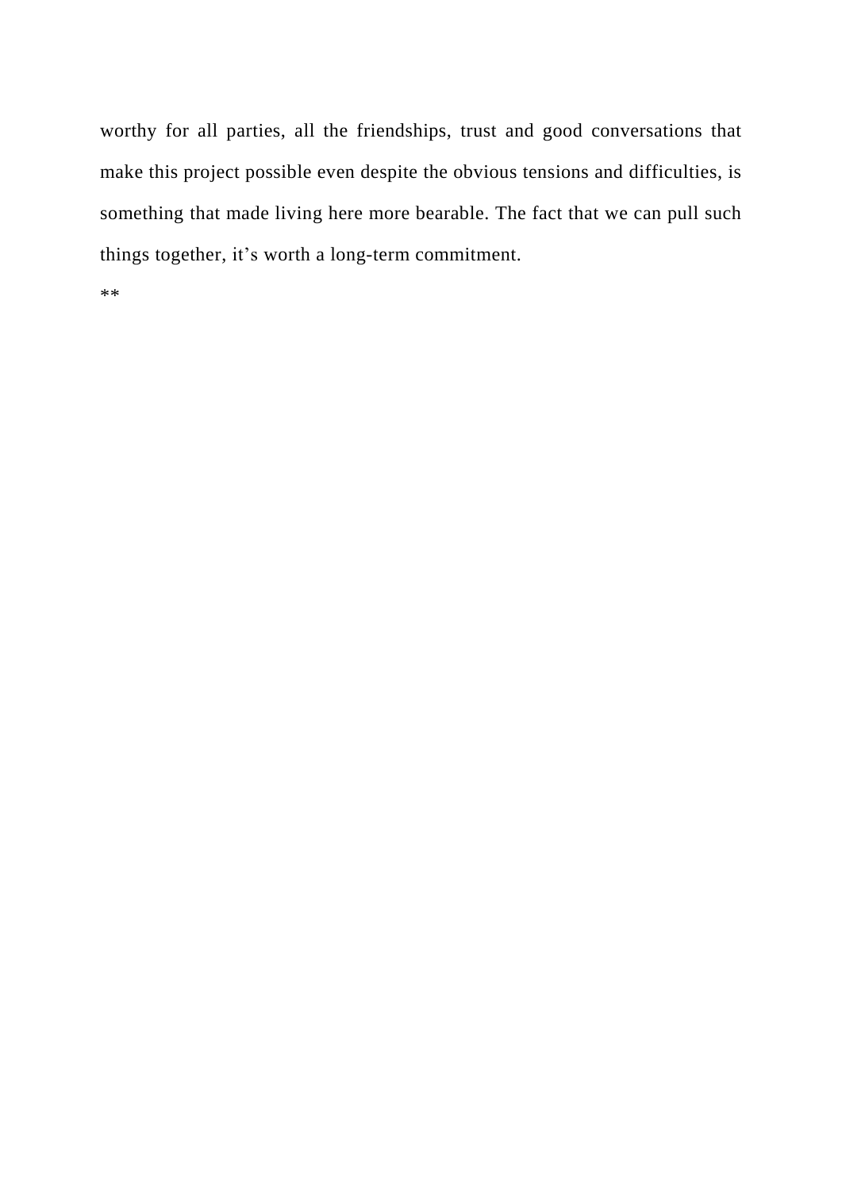worthy for all parties, all the friendships, trust and good conversations that make this project possible even despite the obvious tensions and difficulties, is something that made living here more bearable. The fact that we can pull such things together, it’s worth a long-term commitment.

**